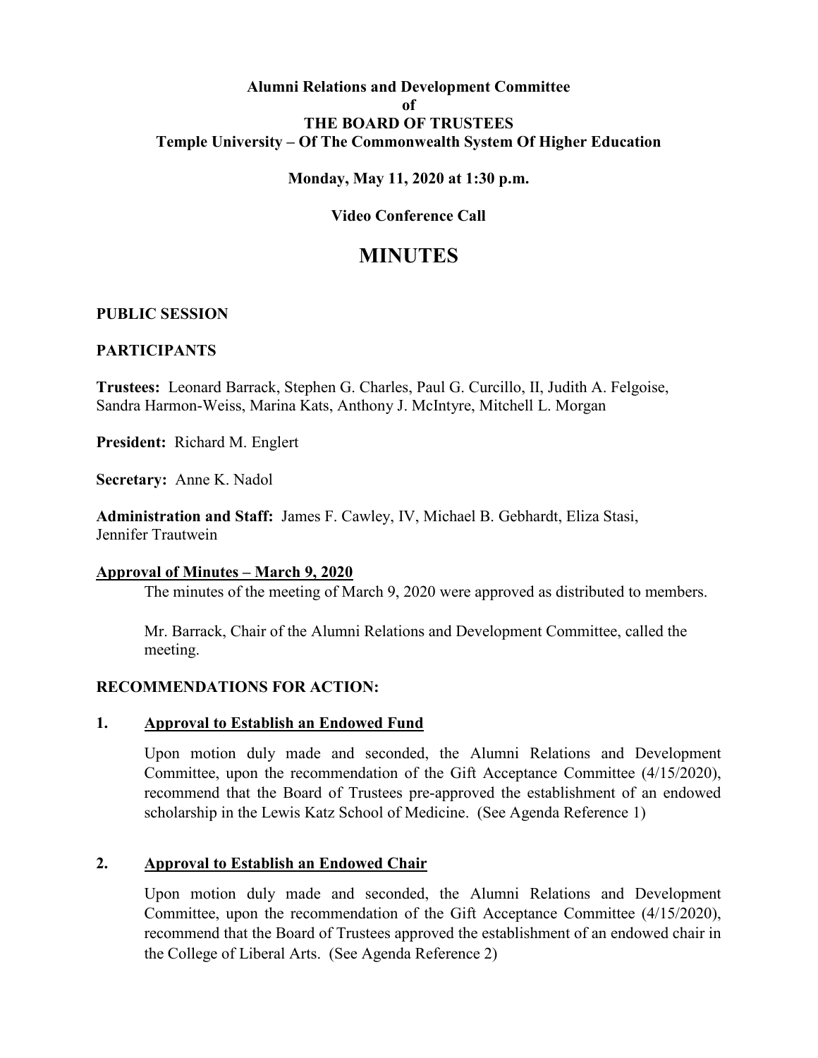**Alumni Relations and Development Committee**
**of**
**THE BOARD OF TRUSTEES**
**Temple University – Of The Commonwealth System Of Higher Education**

**Monday, May 11, 2020 at 1:30 p.m.**

**Video Conference Call**

# MINUTES

**PUBLIC SESSION**

**PARTICIPANTS**

**Trustees:** Leonard Barrack, Stephen G. Charles, Paul G. Curcillo, II, Judith A. Felgoise, Sandra Harmon-Weiss, Marina Kats, Anthony J. McIntyre, Mitchell L. Morgan

**President:** Richard M. Englert

**Secretary:** Anne K. Nadol

**Administration and Staff:** James F. Cawley, IV, Michael B. Gebhardt, Eliza Stasi, Jennifer Trautwein

**Approval of Minutes – March 9, 2020**

The minutes of the meeting of March 9, 2020 were approved as distributed to members.

Mr. Barrack, Chair of the Alumni Relations and Development Committee, called the meeting.

**RECOMMENDATIONS FOR ACTION:**

**1. Approval to Establish an Endowed Fund**

Upon motion duly made and seconded, the Alumni Relations and Development Committee, upon the recommendation of the Gift Acceptance Committee (4/15/2020), recommend that the Board of Trustees pre-approved the establishment of an endowed scholarship in the Lewis Katz School of Medicine. (See Agenda Reference 1)

**2. Approval to Establish an Endowed Chair**

Upon motion duly made and seconded, the Alumni Relations and Development Committee, upon the recommendation of the Gift Acceptance Committee (4/15/2020), recommend that the Board of Trustees approved the establishment of an endowed chair in the College of Liberal Arts. (See Agenda Reference 2)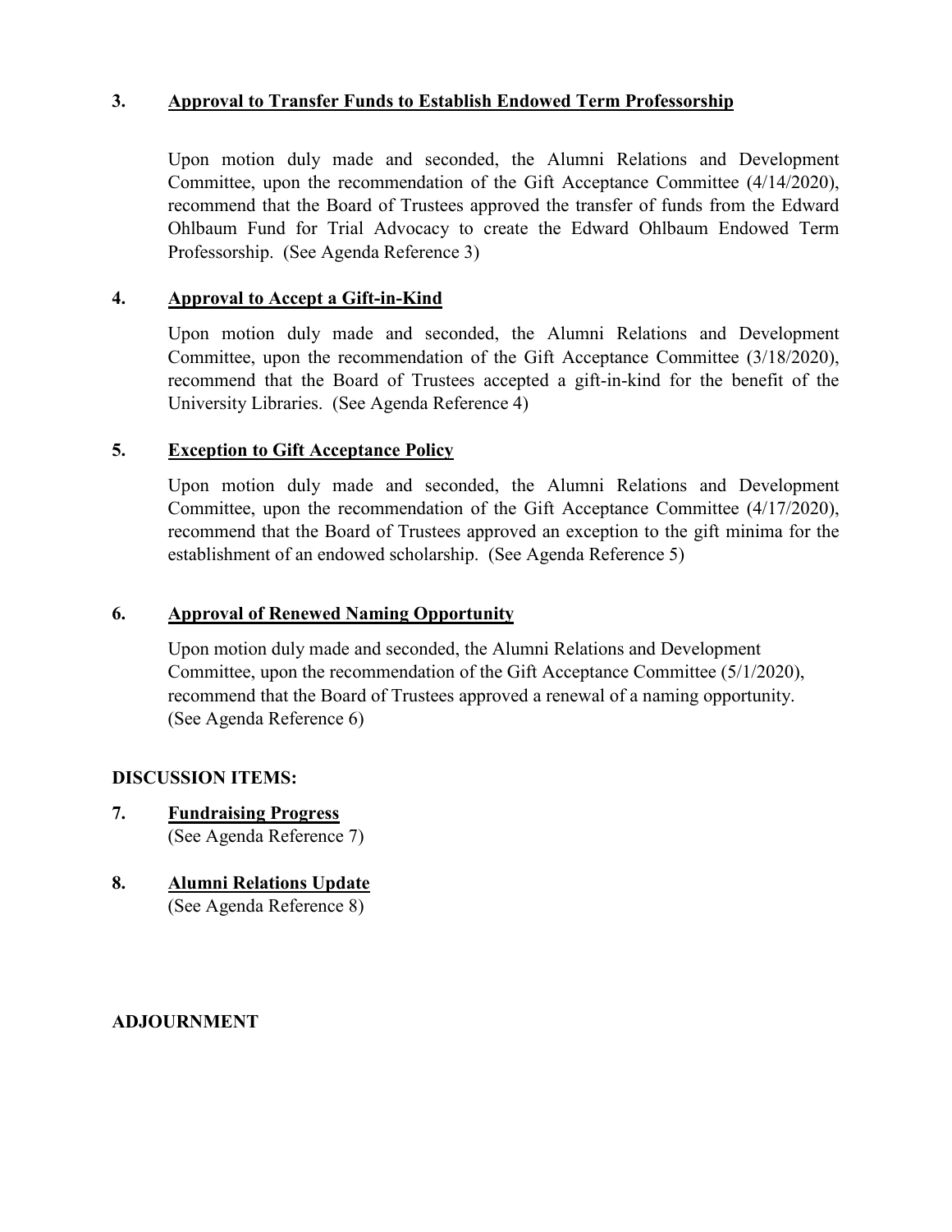**3. Approval to Transfer Funds to Establish Endowed Term Professorship**

Upon motion duly made and seconded, the Alumni Relations and Development Committee, upon the recommendation of the Gift Acceptance Committee (4/14/2020), recommend that the Board of Trustees approved the transfer of funds from the Edward Ohlbaum Fund for Trial Advocacy to create the Edward Ohlbaum Endowed Term Professorship. (See Agenda Reference 3)

**4. Approval to Accept a Gift-in-Kind**

Upon motion duly made and seconded, the Alumni Relations and Development Committee, upon the recommendation of the Gift Acceptance Committee (3/18/2020), recommend that the Board of Trustees accepted a gift-in-kind for the benefit of the University Libraries. (See Agenda Reference 4)

**5. Exception to Gift Acceptance Policy**

Upon motion duly made and seconded, the Alumni Relations and Development Committee, upon the recommendation of the Gift Acceptance Committee (4/17/2020), recommend that the Board of Trustees approved an exception to the gift minima for the establishment of an endowed scholarship. (See Agenda Reference 5)

**6. Approval of Renewed Naming Opportunity**

Upon motion duly made and seconded, the Alumni Relations and Development Committee, upon the recommendation of the Gift Acceptance Committee (5/1/2020), recommend that the Board of Trustees approved a renewal of a naming opportunity. (See Agenda Reference 6)

**DISCUSSION ITEMS:**

**7. Fundraising Progress**
(See Agenda Reference 7)

**8. Alumni Relations Update**
(See Agenda Reference 8)

**ADJOURNMENT**